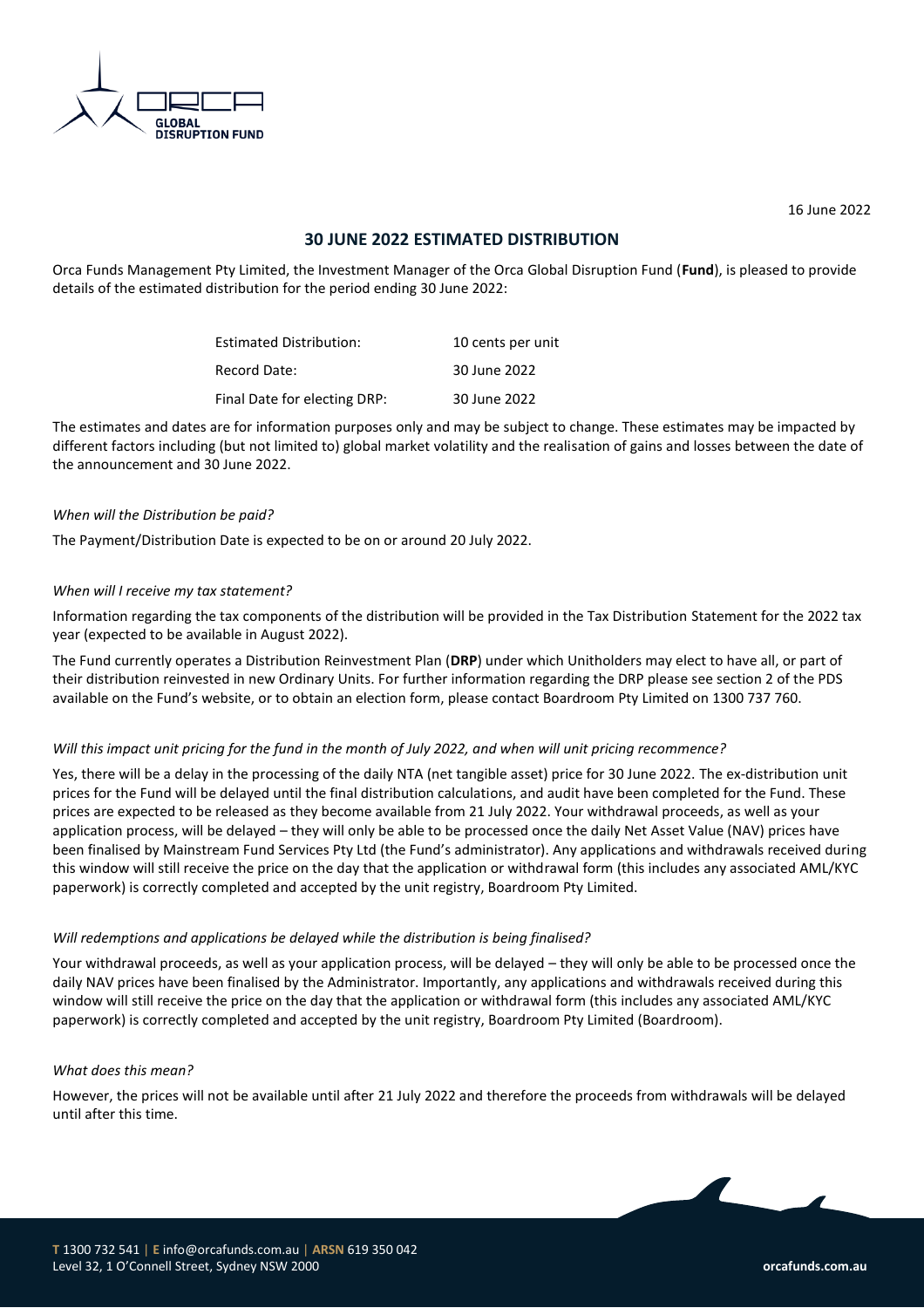16 June 2022

# 30 JUNE 2022 ESTIMATED DISTRIBUTION

Orca Funds Management Pty Limited, the Investment Manager of the Orca Global Disruption Fund (**Fund**), is pleased to provide details of the estimated distribution for the period ending 30 June 2022:

| | |
|---|---|
| Estimated Distribution: | 10 cents per unit |
| Record Date: | 30 June 2022 |
| Final Date for electing DRP: | 30 June 2022 |

The estimates and dates are for information purposes only and may be subject to change. These estimates may be impacted by different factors including (but not limited to) global market volatility and the realisation of gains and losses between the date of the announcement and 30 June 2022.

*When will the Distribution be paid?*

The Payment/Distribution Date is expected to be on or around 20 July 2022.

*When will I receive my tax statement?*

Information regarding the tax components of the distribution will be provided in the Tax Distribution Statement for the 2022 tax year (expected to be available in August 2022).

The Fund currently operates a Distribution Reinvestment Plan (**DRP**) under which Unitholders may elect to have all, or part of their distribution reinvested in new Ordinary Units. For further information regarding the DRP please see section 2 of the PDS available on the Fund's website, or to obtain an election form, please contact Boardroom Pty Limited on 1300 737 760.

*Will this impact unit pricing for the fund in the month of July 2022, and when will unit pricing recommence?*

Yes, there will be a delay in the processing of the daily NTA (net tangible asset) price for 30 June 2022. The ex-distribution unit prices for the Fund will be delayed until the final distribution calculations, and audit have been completed for the Fund. These prices are expected to be released as they become available from 21 July 2022. Your withdrawal proceeds, as well as your application process, will be delayed – they will only be able to be processed once the daily Net Asset Value (NAV) prices have been finalised by Mainstream Fund Services Pty Ltd (the Fund's administrator). Any applications and withdrawals received during this window will still receive the price on the day that the application or withdrawal form (this includes any associated AML/KYC paperwork) is correctly completed and accepted by the unit registry, Boardroom Pty Limited.

*Will redemptions and applications be delayed while the distribution is being finalised?*

Your withdrawal proceeds, as well as your application process, will be delayed – they will only be able to be processed once the daily NAV prices have been finalised by the Administrator. Importantly, any applications and withdrawals received during this window will still receive the price on the day that the application or withdrawal form (this includes any associated AML/KYC paperwork) is correctly completed and accepted by the unit registry, Boardroom Pty Limited (Boardroom).

*What does this mean?*

However, the prices will not be available until after 21 July 2022 and therefore the proceeds from withdrawals will be delayed until after this time.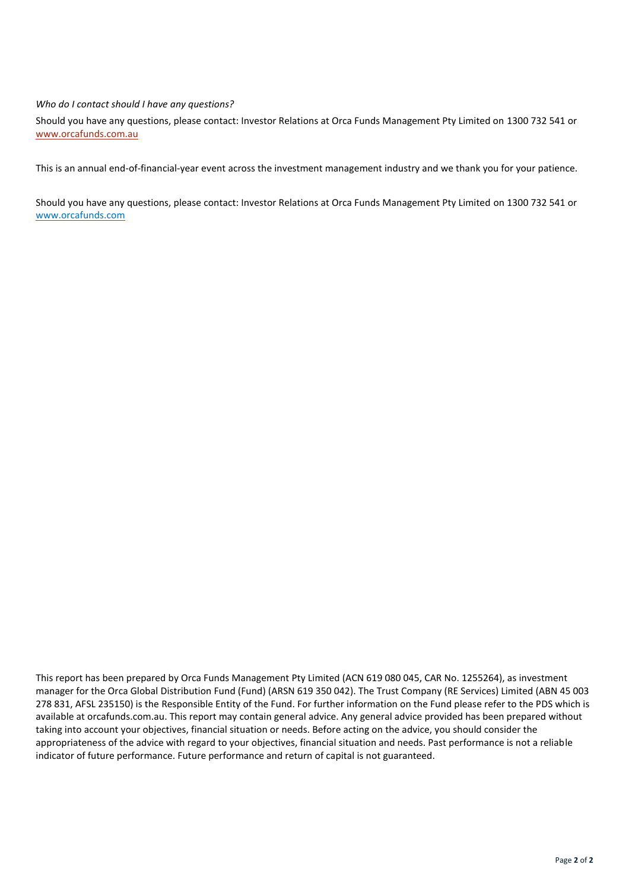*Who do I contact should I have any questions?*

Should you have any questions, please contact: Investor Relations at Orca Funds Management Pty Limited on 1300 732 541 or www.orcafunds.com.au

This is an annual end-of-financial-year event across the investment management industry and we thank you for your patience.

Should you have any questions, please contact: Investor Relations at Orca Funds Management Pty Limited on 1300 732 541 or www.orcafunds.com

This report has been prepared by Orca Funds Management Pty Limited (ACN 619 080 045, CAR No. 1255264), as investment manager for the Orca Global Distribution Fund (Fund) (ARSN 619 350 042). The Trust Company (RE Services) Limited (ABN 45 003 278 831, AFSL 235150) is the Responsible Entity of the Fund. For further information on the Fund please refer to the PDS which is available at orcafunds.com.au. This report may contain general advice. Any general advice provided has been prepared without taking into account your objectives, financial situation or needs. Before acting on the advice, you should consider the appropriateness of the advice with regard to your objectives, financial situation and needs. Past performance is not a reliable indicator of future performance. Future performance and return of capital is not guaranteed.